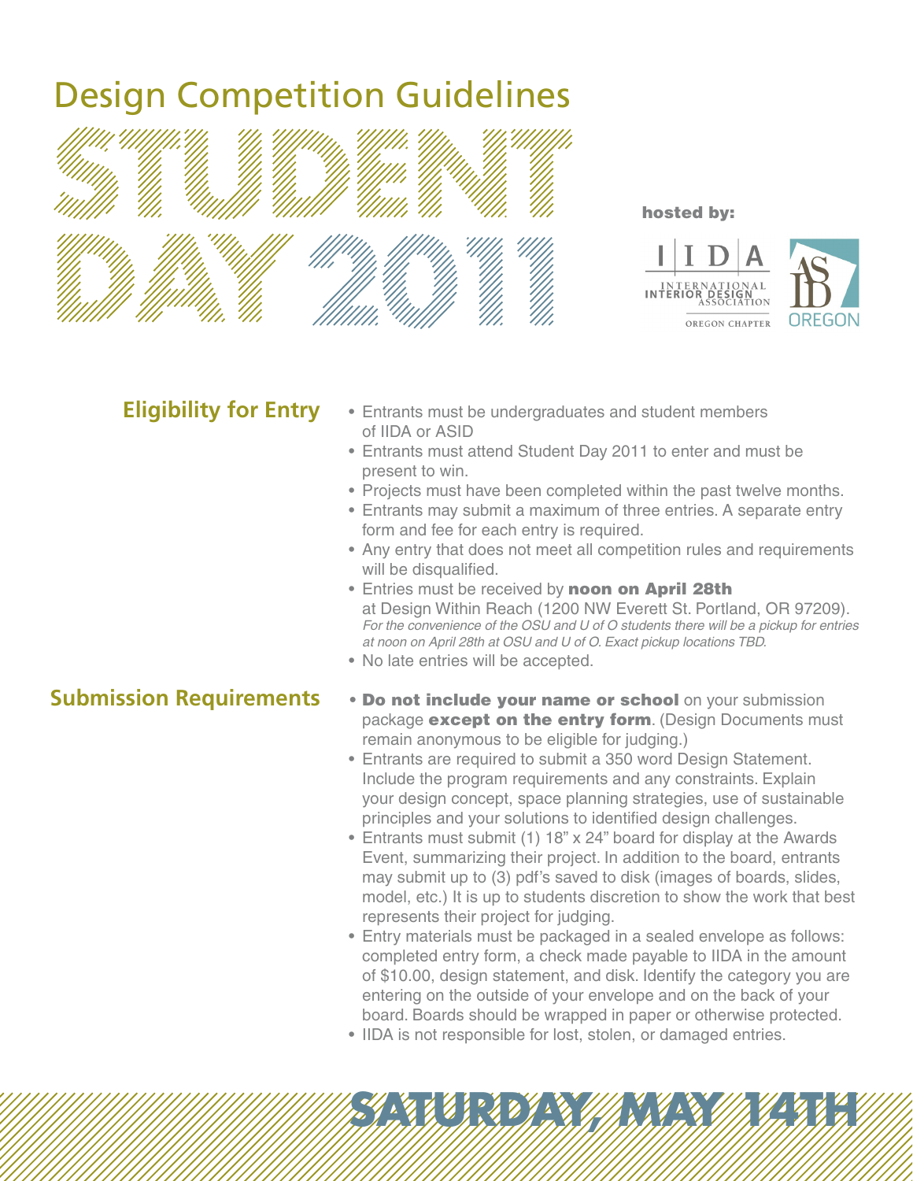# Design Competition Guidelines

# STUDENT DAY 2011

hosted by:

IIDA International Interior Design Association Oregon Chapter

ASID Oregon

## Eligibility for Entry

- Entrants must be undergraduates and student members of IIDA or ASID
- Entrants must attend Student Day 2011 to enter and must be present to win.
- Projects must have been completed within the past twelve months.
- Entrants may submit a maximum of three entries. A separate entry form and fee for each entry is required.
- Any entry that does not meet all competition rules and requirements will be disqualified.
- Entries must be received by **noon on April 28th** at Design Within Reach (1200 NW Everett St. Portland, OR 97209). *For the convenience of the OSU and U of O students there will be a pickup for entries at noon on April 28th at OSU and U of O. Exact pickup locations TBD.*
- No late entries will be accepted.

## Submission Requirements

- **Do not include your name or school** on your submission package **except on the entry form**. (Design Documents must remain anonymous to be eligible for judging.)
- Entrants are required to submit a 350 word Design Statement. Include the program requirements and any constraints. Explain your design concept, space planning strategies, use of sustainable principles and your solutions to identified design challenges.
- Entrants must submit (1) 18" x 24" board for display at the Awards Event, summarizing their project. In addition to the board, entrants may submit up to (3) pdf's saved to disk (images of boards, slides, model, etc.) It is up to students discretion to show the work that best represents their project for judging.
- Entry materials must be packaged in a sealed envelope as follows: completed entry form, a check made payable to IIDA in the amount of $10.00, design statement, and disk. Identify the category you are entering on the outside of your envelope and on the back of your board. Boards should be wrapped in paper or otherwise protected.
- IIDA is not responsible for lost, stolen, or damaged entries.

**SATURDAY, MAY 14TH**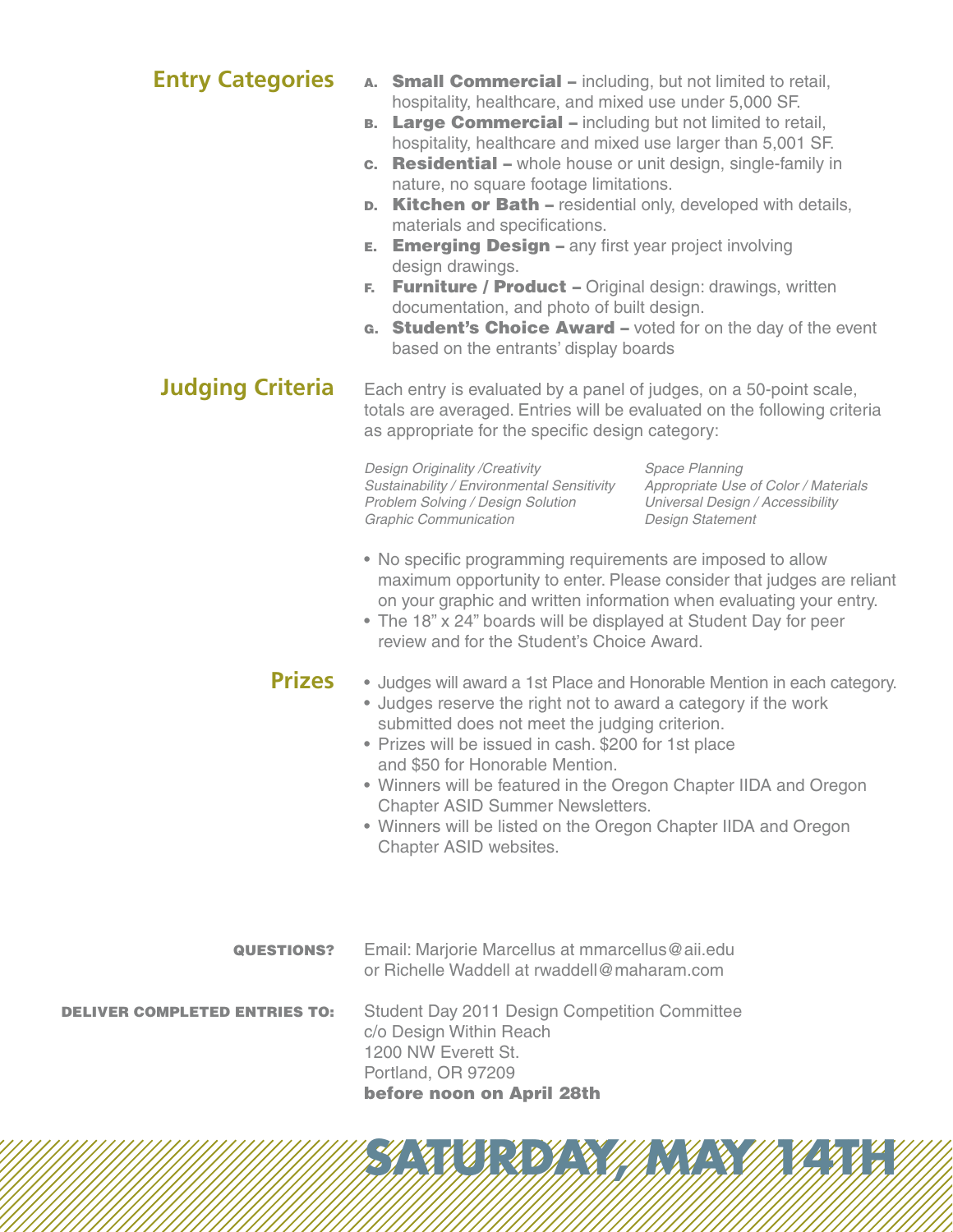## Entry Categories

- **A. Small Commercial –** including, but not limited to retail, hospitality, healthcare, and mixed use under 5,000 SF.
- **B. Large Commercial –** including but not limited to retail, hospitality, healthcare and mixed use larger than 5,001 SF.
- **C. Residential –** whole house or unit design, single-family in nature, no square footage limitations.
- **D. Kitchen or Bath –** residential only, developed with details, materials and specifications.
- **E. Emerging Design –** any first year project involving design drawings.
- **F. Furniture / Product –** Original design: drawings, written documentation, and photo of built design.
- **G. Student's Choice Award –** voted for on the day of the event based on the entrants' display boards

## Judging Criteria

Each entry is evaluated by a panel of judges, on a 50-point scale, totals are averaged. Entries will be evaluated on the following criteria as appropriate for the specific design category:

*Design Originality /Creativity*
*Sustainability / Environmental Sensitivity*
*Problem Solving / Design Solution*
*Graphic Communication*
*Space Planning*
*Appropriate Use of Color / Materials*
*Universal Design / Accessibility*
*Design Statement*

- No specific programming requirements are imposed to allow maximum opportunity to enter. Please consider that judges are reliant on your graphic and written information when evaluating your entry.
- The 18" x 24" boards will be displayed at Student Day for peer review and for the Student's Choice Award.

## Prizes

- Judges will award a 1st Place and Honorable Mention in each category.
- Judges reserve the right not to award a category if the work submitted does not meet the judging criterion.
- Prizes will be issued in cash. $200 for 1st place and $50 for Honorable Mention.
- Winners will be featured in the Oregon Chapter IIDA and Oregon Chapter ASID Summer Newsletters.
- Winners will be listed on the Oregon Chapter IIDA and Oregon Chapter ASID websites.

**QUESTIONS?**

Email: Marjorie Marcellus at mmarcellus@aii.edu
or Richelle Waddell at rwaddell@maharam.com

**DELIVER COMPLETED ENTRIES TO:**

Student Day 2011 Design Competition Committee
c/o Design Within Reach
1200 NW Everett St.
Portland, OR 97209
**before noon on April 28th**

# SATURDAY, MAY 14TH